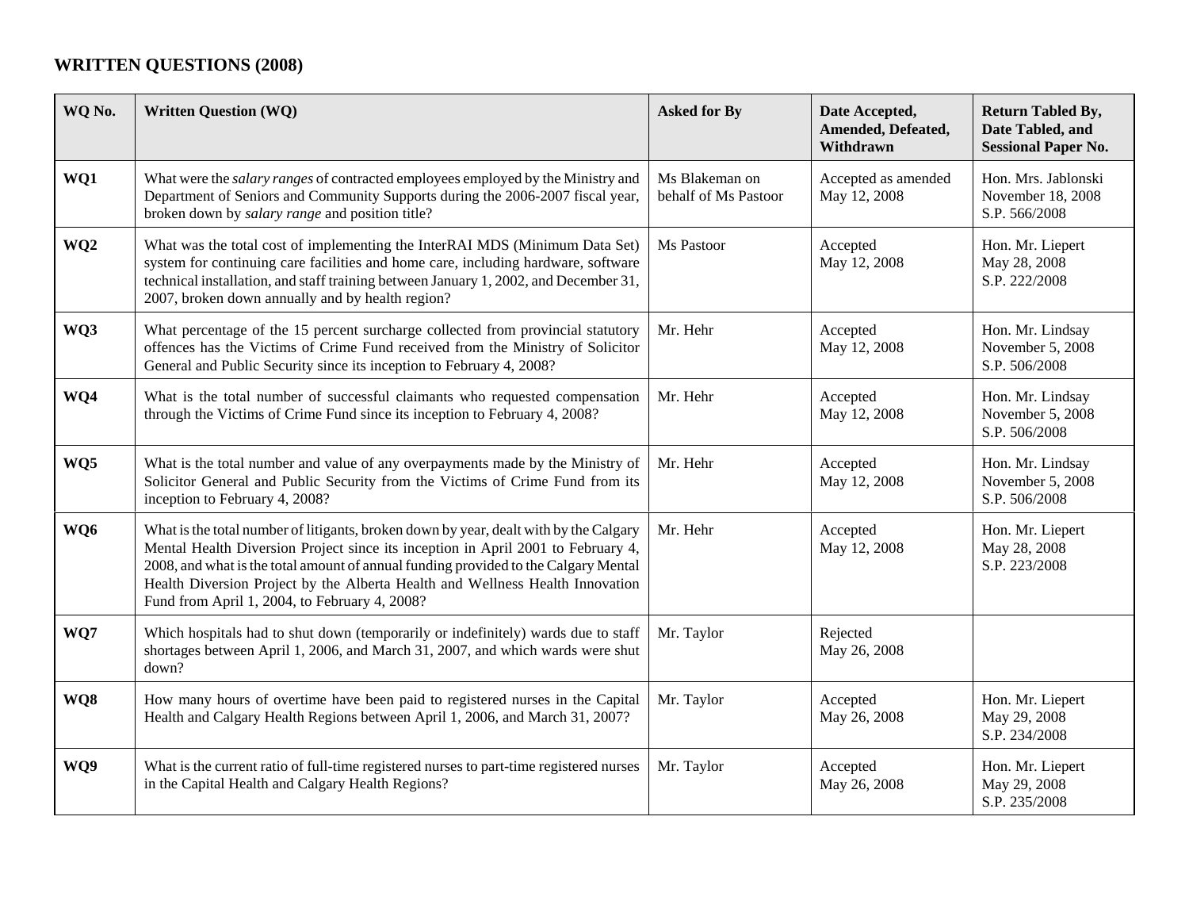## WRITTEN QUESTIONS (2008)

| WQ No. | Written Question (WQ) | Asked for By | Date Accepted, Amended, Defeated, Withdrawn | Return Tabled By, Date Tabled, and Sessional Paper No. |
|---|---|---|---|---|
| **WQ1** | What were the *salary ranges* of contracted employees employed by the Ministry and Department of Seniors and Community Supports during the 2006-2007 fiscal year, broken down by *salary range* and position title? | Ms Blakeman on behalf of Ms Pastoor | Accepted as amended May 12, 2008 | Hon. Mrs. Jablonski November 18, 2008 S.P. 566/2008 |
| **WQ2** | What was the total cost of implementing the InterRAI MDS (Minimum Data Set) system for continuing care facilities and home care, including hardware, software technical installation, and staff training between January 1, 2002, and December 31, 2007, broken down annually and by health region? | Ms Pastoor | Accepted May 12, 2008 | Hon. Mr. Liepert May 28, 2008 S.P. 222/2008 |
| **WQ3** | What percentage of the 15 percent surcharge collected from provincial statutory offences has the Victims of Crime Fund received from the Ministry of Solicitor General and Public Security since its inception to February 4, 2008? | Mr. Hehr | Accepted May 12, 2008 | Hon. Mr. Lindsay November 5, 2008 S.P. 506/2008 |
| **WQ4** | What is the total number of successful claimants who requested compensation through the Victims of Crime Fund since its inception to February 4, 2008? | Mr. Hehr | Accepted May 12, 2008 | Hon. Mr. Lindsay November 5, 2008 S.P. 506/2008 |
| **WQ5** | What is the total number and value of any overpayments made by the Ministry of Solicitor General and Public Security from the Victims of Crime Fund from its inception to February 4, 2008? | Mr. Hehr | Accepted May 12, 2008 | Hon. Mr. Lindsay November 5, 2008 S.P. 506/2008 |
| **WQ6** | What is the total number of litigants, broken down by year, dealt with by the Calgary Mental Health Diversion Project since its inception in April 2001 to February 4, 2008, and what is the total amount of annual funding provided to the Calgary Mental Health Diversion Project by the Alberta Health and Wellness Health Innovation Fund from April 1, 2004, to February 4, 2008? | Mr. Hehr | Accepted May 12, 2008 | Hon. Mr. Liepert May 28, 2008 S.P. 223/2008 |
| **WQ7** | Which hospitals had to shut down (temporarily or indefinitely) wards due to staff shortages between April 1, 2006, and March 31, 2007, and which wards were shut down? | Mr. Taylor | Rejected May 26, 2008 | |
| **WQ8** | How many hours of overtime have been paid to registered nurses in the Capital Health and Calgary Health Regions between April 1, 2006, and March 31, 2007? | Mr. Taylor | Accepted May 26, 2008 | Hon. Mr. Liepert May 29, 2008 S.P. 234/2008 |
| **WQ9** | What is the current ratio of full-time registered nurses to part-time registered nurses in the Capital Health and Calgary Health Regions? | Mr. Taylor | Accepted May 26, 2008 | Hon. Mr. Liepert May 29, 2008 S.P. 235/2008 |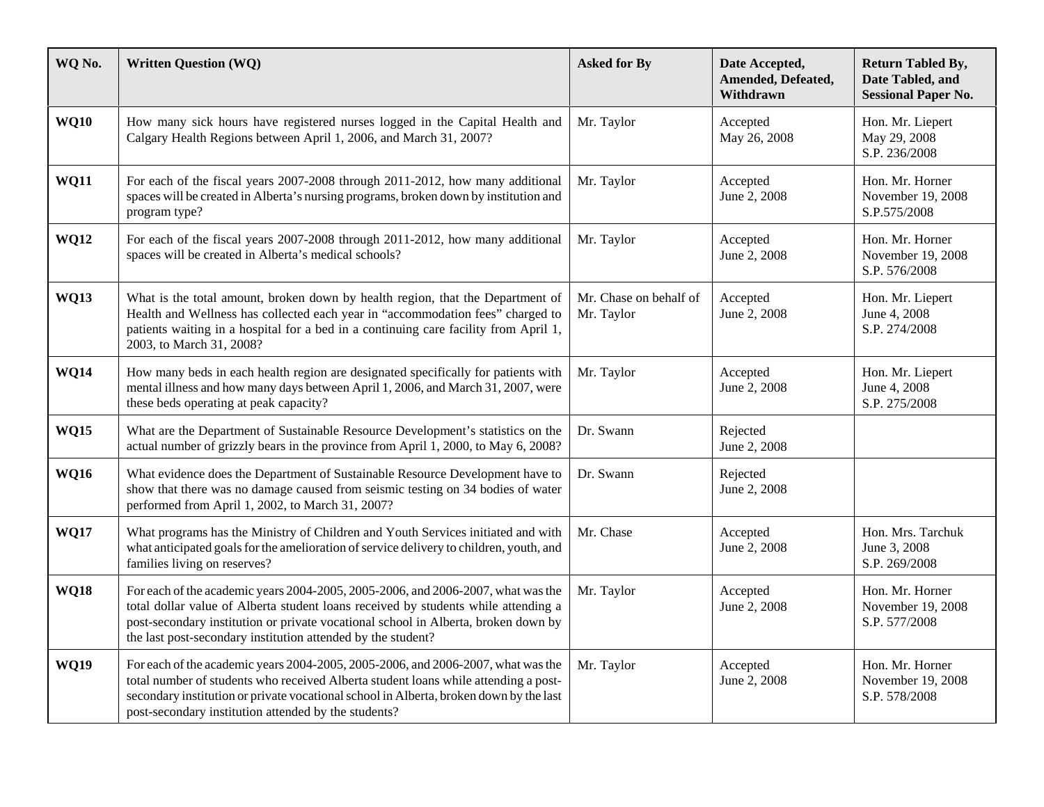| WQ No. | Written Question (WQ) | Asked for By | Date Accepted, Amended, Defeated, Withdrawn | Return Tabled By, Date Tabled, and Sessional Paper No. |
|---|---|---|---|---|
| **WQ10** | How many sick hours have registered nurses logged in the Capital Health and Calgary Health Regions between April 1, 2006, and March 31, 2007? | Mr. Taylor | Accepted May 26, 2008 | Hon. Mr. Liepert May 29, 2008 S.P. 236/2008 |
| **WQ11** | For each of the fiscal years 2007-2008 through 2011-2012, how many additional spaces will be created in Alberta's nursing programs, broken down by institution and program type? | Mr. Taylor | Accepted June 2, 2008 | Hon. Mr. Horner November 19, 2008 S.P.575/2008 |
| **WQ12** | For each of the fiscal years 2007-2008 through 2011-2012, how many additional spaces will be created in Alberta's medical schools? | Mr. Taylor | Accepted June 2, 2008 | Hon. Mr. Horner November 19, 2008 S.P. 576/2008 |
| **WQ13** | What is the total amount, broken down by health region, that the Department of Health and Wellness has collected each year in "accommodation fees" charged to patients waiting in a hospital for a bed in a continuing care facility from April 1, 2003, to March 31, 2008? | Mr. Chase on behalf of Mr. Taylor | Accepted June 2, 2008 | Hon. Mr. Liepert June 4, 2008 S.P. 274/2008 |
| **WQ14** | How many beds in each health region are designated specifically for patients with mental illness and how many days between April 1, 2006, and March 31, 2007, were these beds operating at peak capacity? | Mr. Taylor | Accepted June 2, 2008 | Hon. Mr. Liepert June 4, 2008 S.P. 275/2008 |
| **WQ15** | What are the Department of Sustainable Resource Development's statistics on the actual number of grizzly bears in the province from April 1, 2000, to May 6, 2008? | Dr. Swann | Rejected June 2, 2008 | |
| **WQ16** | What evidence does the Department of Sustainable Resource Development have to show that there was no damage caused from seismic testing on 34 bodies of water performed from April 1, 2002, to March 31, 2007? | Dr. Swann | Rejected June 2, 2008 | |
| **WQ17** | What programs has the Ministry of Children and Youth Services initiated and with what anticipated goals for the amelioration of service delivery to children, youth, and families living on reserves? | Mr. Chase | Accepted June 2, 2008 | Hon. Mrs. Tarchuk June 3, 2008 S.P. 269/2008 |
| **WQ18** | For each of the academic years 2004-2005, 2005-2006, and 2006-2007, what was the total dollar value of Alberta student loans received by students while attending a post-secondary institution or private vocational school in Alberta, broken down by the last post-secondary institution attended by the student? | Mr. Taylor | Accepted June 2, 2008 | Hon. Mr. Horner November 19, 2008 S.P. 577/2008 |
| **WQ19** | For each of the academic years 2004-2005, 2005-2006, and 2006-2007, what was the total number of students who received Alberta student loans while attending a post-secondary institution or private vocational school in Alberta, broken down by the last post-secondary institution attended by the students? | Mr. Taylor | Accepted June 2, 2008 | Hon. Mr. Horner November 19, 2008 S.P. 578/2008 |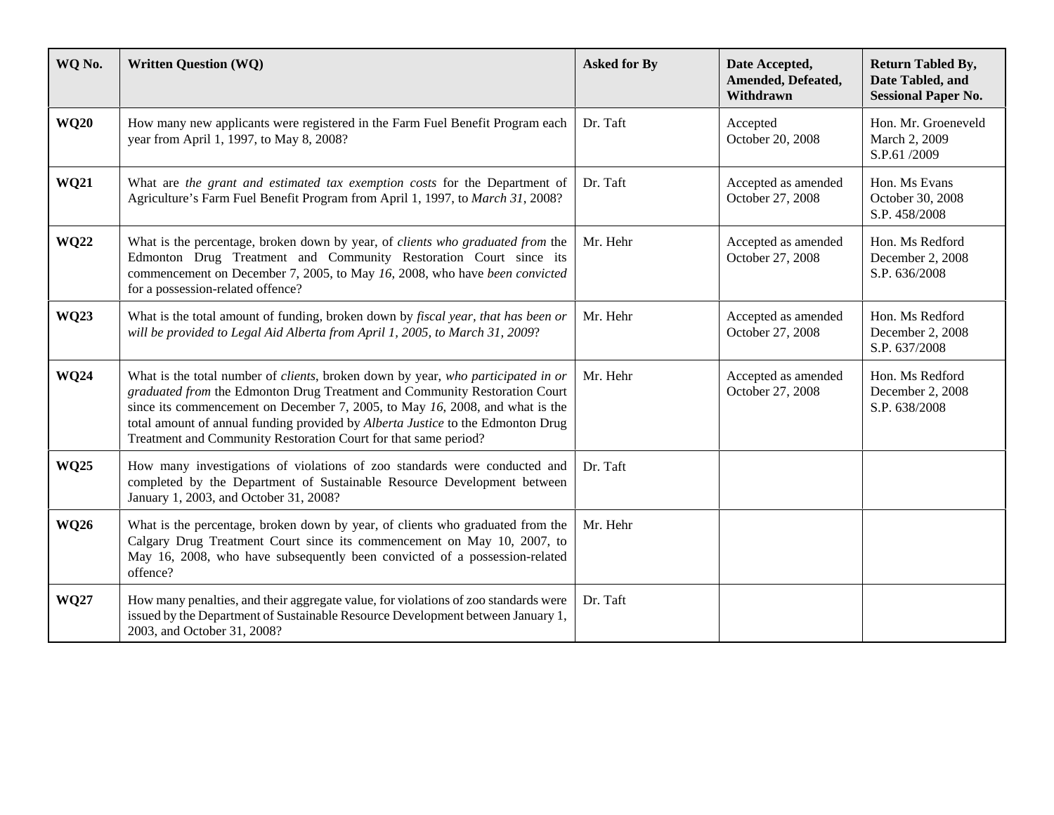| WQ No. | Written Question (WQ) | Asked for By | Date Accepted, Amended, Defeated, Withdrawn | Return Tabled By, Date Tabled, and Sessional Paper No. |
|---|---|---|---|---|
| **WQ20** | How many new applicants were registered in the Farm Fuel Benefit Program each year from April 1, 1997, to May 8, 2008? | Dr. Taft | Accepted October 20, 2008 | Hon. Mr. Groeneveld March 2, 2009 S.P.61 /2009 |
| **WQ21** | What are *the grant and estimated tax exemption costs* for the Department of Agriculture's Farm Fuel Benefit Program from April 1, 1997, to *March 31*, 2008? | Dr. Taft | Accepted as amended October 27, 2008 | Hon. Ms Evans October 30, 2008 S.P. 458/2008 |
| **WQ22** | What is the percentage, broken down by year, of *clients who graduated from* the Edmonton Drug Treatment and Community Restoration Court since its commencement on December 7, 2005, to May *16*, 2008, who have *been convicted* for a possession-related offence? | Mr. Hehr | Accepted as amended October 27, 2008 | Hon. Ms Redford December 2, 2008 S.P. 636/2008 |
| **WQ23** | What is the total amount of funding, broken down by *fiscal year, that has been or will be provided to Legal Aid Alberta from April 1, 2005, to March 31, 2009*? | Mr. Hehr | Accepted as amended October 27, 2008 | Hon. Ms Redford December 2, 2008 S.P. 637/2008 |
| **WQ24** | What is the total number of *clients*, broken down by year, *who participated in or graduated from* the Edmonton Drug Treatment and Community Restoration Court since its commencement on December 7, 2005, to May *16*, 2008, and what is the total amount of annual funding provided by *Alberta Justice* to the Edmonton Drug Treatment and Community Restoration Court for that same period? | Mr. Hehr | Accepted as amended October 27, 2008 | Hon. Ms Redford December 2, 2008 S.P. 638/2008 |
| **WQ25** | How many investigations of violations of zoo standards were conducted and completed by the Department of Sustainable Resource Development between January 1, 2003, and October 31, 2008? | Dr. Taft | | |
| **WQ26** | What is the percentage, broken down by year, of clients who graduated from the Calgary Drug Treatment Court since its commencement on May 10, 2007, to May 16, 2008, who have subsequently been convicted of a possession-related offence? | Mr. Hehr | | |
| **WQ27** | How many penalties, and their aggregate value, for violations of zoo standards were issued by the Department of Sustainable Resource Development between January 1, 2003, and October 31, 2008? | Dr. Taft | | |